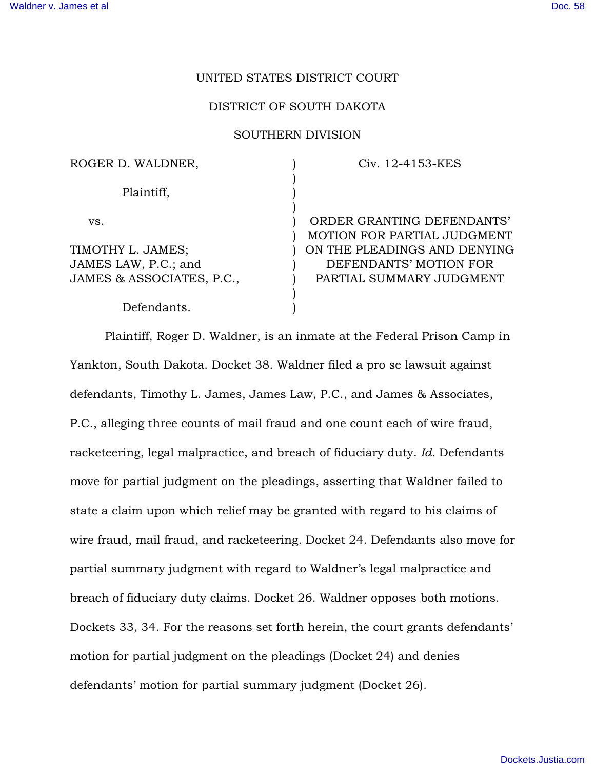UNITED STATES DISTRICT COURT

DISTRICT OF SOUTH DAKOTA

SOUTHERN DIVISION

| | | |
|---|---|---|
| ROGER D. WALDNER,<br><br>Plaintiff,<br><br>vs.<br><br>TIMOTHY L. JAMES;<br>JAMES LAW, P.C.; and<br>JAMES & ASSOCIATES, P.C.,<br><br>Defendants. | ) | Civ. 12-4153-KES<br><br>ORDER GRANTING DEFENDANTS' MOTION FOR PARTIAL JUDGMENT ON THE PLEADINGS AND DENYING DEFENDANTS' MOTION FOR PARTIAL SUMMARY JUDGMENT |

Plaintiff, Roger D. Waldner, is an inmate at the Federal Prison Camp in Yankton, South Dakota. Docket 38. Waldner filed a pro se lawsuit against defendants, Timothy L. James, James Law, P.C., and James & Associates, P.C., alleging three counts of mail fraud and one count each of wire fraud, racketeering, legal malpractice, and breach of fiduciary duty. *Id.* Defendants move for partial judgment on the pleadings, asserting that Waldner failed to state a claim upon which relief may be granted with regard to his claims of wire fraud, mail fraud, and racketeering. Docket 24. Defendants also move for partial summary judgment with regard to Waldner's legal malpractice and breach of fiduciary duty claims. Docket 26. Waldner opposes both motions. Dockets 33, 34. For the reasons set forth herein, the court grants defendants' motion for partial judgment on the pleadings (Docket 24) and denies defendants' motion for partial summary judgment (Docket 26).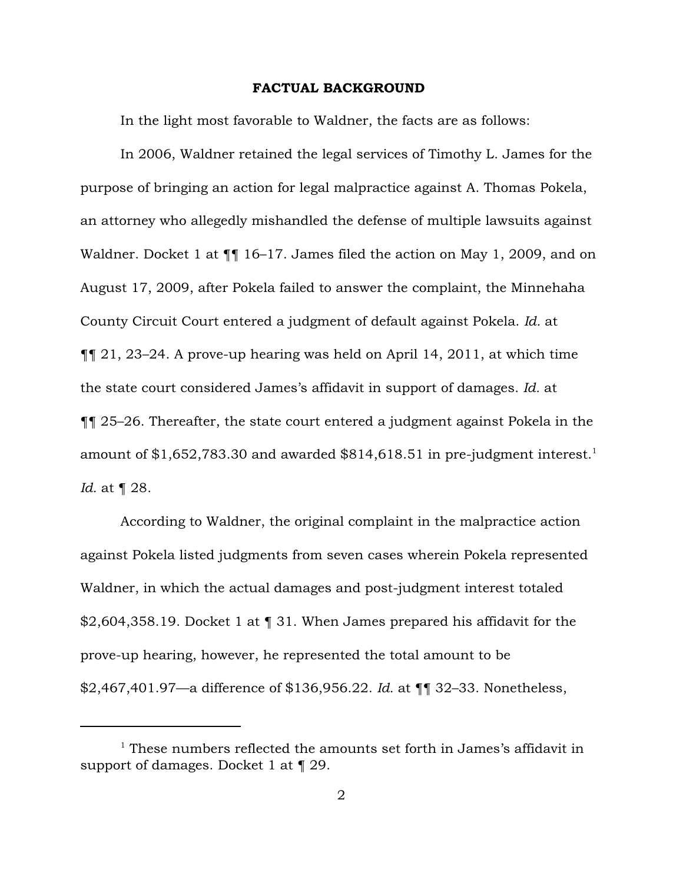**FACTUAL BACKGROUND**

In the light most favorable to Waldner, the facts are as follows:

In 2006, Waldner retained the legal services of Timothy L. James for the purpose of bringing an action for legal malpractice against A. Thomas Pokela, an attorney who allegedly mishandled the defense of multiple lawsuits against Waldner. Docket 1 at ¶¶ 16–17. James filed the action on May 1, 2009, and on August 17, 2009, after Pokela failed to answer the complaint, the Minnehaha County Circuit Court entered a judgment of default against Pokela. *Id.* at ¶¶ 21, 23–24. A prove-up hearing was held on April 14, 2011, at which time the state court considered James's affidavit in support of damages. *Id.* at ¶¶ 25–26. Thereafter, the state court entered a judgment against Pokela in the amount of $1,652,783.30 and awarded $814,618.51 in pre-judgment interest.[1] *Id.* at ¶ 28.

According to Waldner, the original complaint in the malpractice action against Pokela listed judgments from seven cases wherein Pokela represented Waldner, in which the actual damages and post-judgment interest totaled $2,604,358.19. Docket 1 at ¶ 31. When James prepared his affidavit for the prove-up hearing, however, he represented the total amount to be $2,467,401.97—a difference of $136,956.22. *Id.* at ¶¶ 32–33. Nonetheless,

---

[1] These numbers reflected the amounts set forth in James's affidavit in support of damages. Docket 1 at ¶ 29.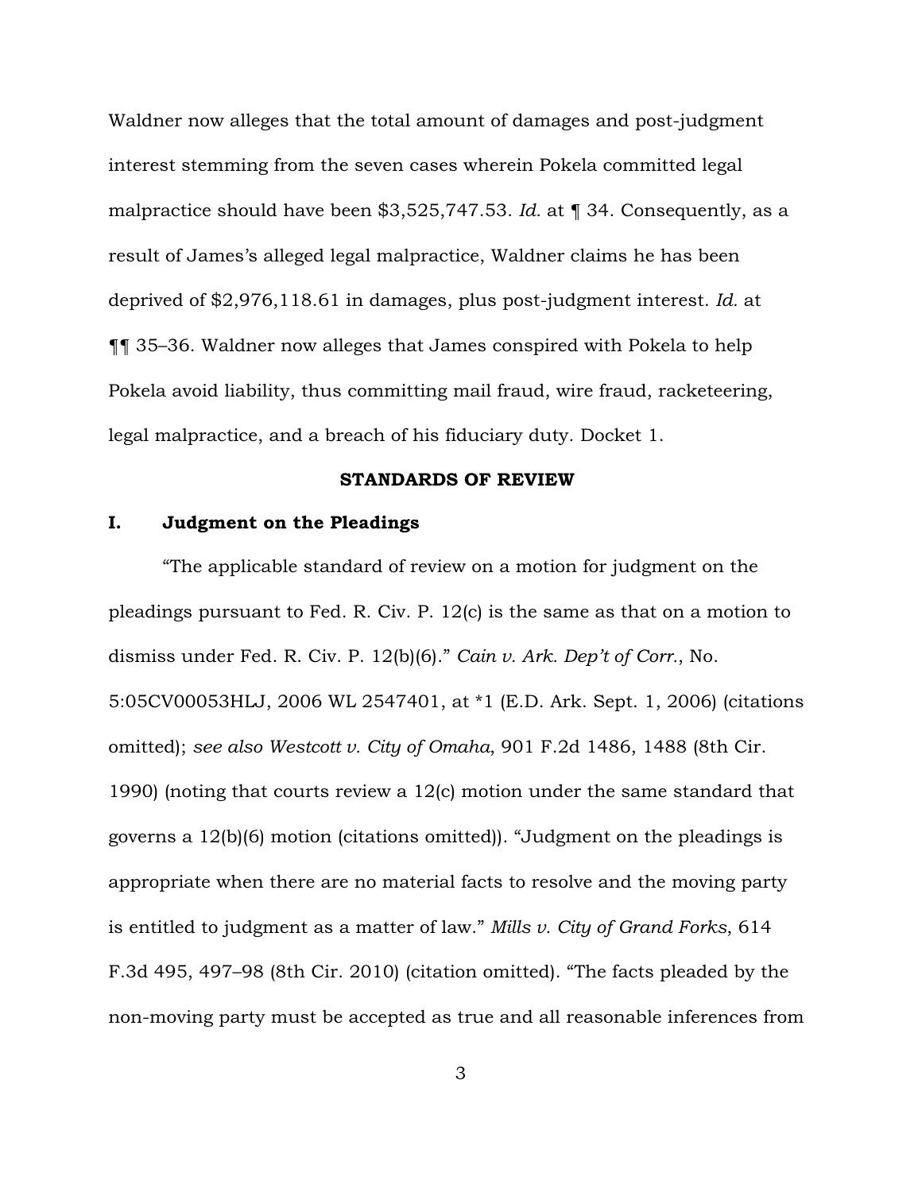Waldner now alleges that the total amount of damages and post-judgment interest stemming from the seven cases wherein Pokela committed legal malpractice should have been $3,525,747.53. *Id.* at ¶ 34. Consequently, as a result of James's alleged legal malpractice, Waldner claims he has been deprived of $2,976,118.61 in damages, plus post-judgment interest. *Id.* at ¶¶ 35–36. Waldner now alleges that James conspired with Pokela to help Pokela avoid liability, thus committing mail fraud, wire fraud, racketeering, legal malpractice, and a breach of his fiduciary duty. Docket 1.

## STANDARDS OF REVIEW

### I. Judgment on the Pleadings

"The applicable standard of review on a motion for judgment on the pleadings pursuant to Fed. R. Civ. P. 12(c) is the same as that on a motion to dismiss under Fed. R. Civ. P. 12(b)(6)." *Cain v. Ark. Dep't of Corr.*, No. 5:05CV00053HLJ, 2006 WL 2547401, at *1 (E.D. Ark. Sept. 1, 2006) (citations omitted); *see also Westcott v. City of Omaha*, 901 F.2d 1486, 1488 (8th Cir. 1990) (noting that courts review a 12(c) motion under the same standard that governs a 12(b)(6) motion (citations omitted)). "Judgment on the pleadings is appropriate when there are no material facts to resolve and the moving party is entitled to judgment as a matter of law." *Mills v. City of Grand Forks*, 614 F.3d 495, 497–98 (8th Cir. 2010) (citation omitted). "The facts pleaded by the non-moving party must be accepted as true and all reasonable inferences from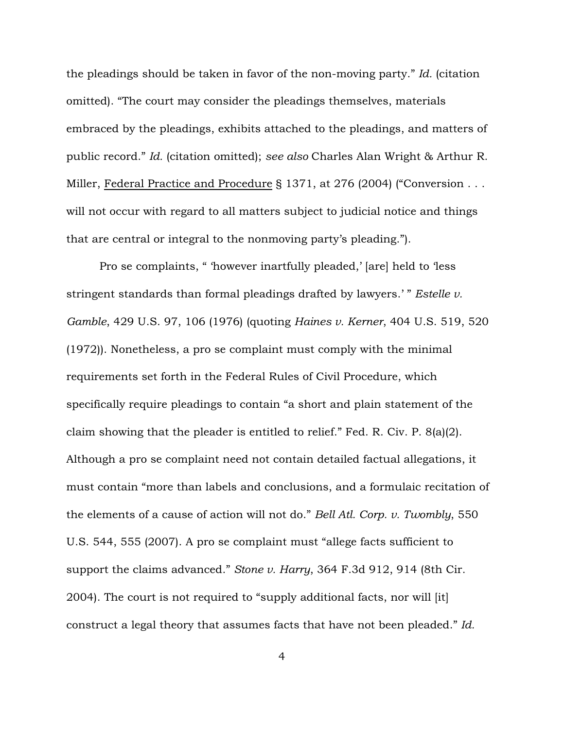the pleadings should be taken in favor of the non-moving party." *Id.* (citation omitted). "The court may consider the pleadings themselves, materials embraced by the pleadings, exhibits attached to the pleadings, and matters of public record." *Id.* (citation omitted); *see also* Charles Alan Wright & Arthur R. Miller, Federal Practice and Procedure § 1371, at 276 (2004) ("Conversion . . . will not occur with regard to all matters subject to judicial notice and things that are central or integral to the nonmoving party's pleading.").

Pro se complaints, " 'however inartfully pleaded,' [are] held to 'less stringent standards than formal pleadings drafted by lawyers.' " *Estelle v. Gamble*, 429 U.S. 97, 106 (1976) (quoting *Haines v. Kerner*, 404 U.S. 519, 520 (1972)). Nonetheless, a pro se complaint must comply with the minimal requirements set forth in the Federal Rules of Civil Procedure, which specifically require pleadings to contain "a short and plain statement of the claim showing that the pleader is entitled to relief." Fed. R. Civ. P. 8(a)(2). Although a pro se complaint need not contain detailed factual allegations, it must contain "more than labels and conclusions, and a formulaic recitation of the elements of a cause of action will not do." *Bell Atl. Corp. v. Twombly*, 550 U.S. 544, 555 (2007). A pro se complaint must "allege facts sufficient to support the claims advanced." *Stone v. Harry*, 364 F.3d 912, 914 (8th Cir. 2004). The court is not required to "supply additional facts, nor will [it] construct a legal theory that assumes facts that have not been pleaded." *Id.*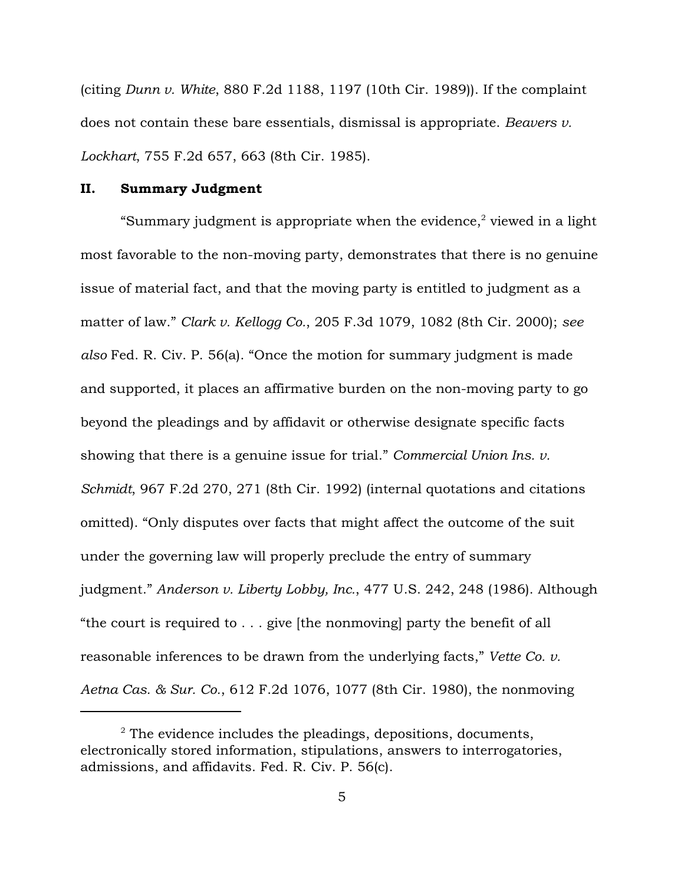(citing *Dunn v. White*, 880 F.2d 1188, 1197 (10th Cir. 1989)). If the complaint does not contain these bare essentials, dismissal is appropriate. *Beavers v. Lockhart*, 755 F.2d 657, 663 (8th Cir. 1985).

## II. Summary Judgment

"Summary judgment is appropriate when the evidence,[2] viewed in a light most favorable to the non-moving party, demonstrates that there is no genuine issue of material fact, and that the moving party is entitled to judgment as a matter of law." *Clark v. Kellogg Co.*, 205 F.3d 1079, 1082 (8th Cir. 2000); *see also* Fed. R. Civ. P. 56(a). "Once the motion for summary judgment is made and supported, it places an affirmative burden on the non-moving party to go beyond the pleadings and by affidavit or otherwise designate specific facts showing that there is a genuine issue for trial." *Commercial Union Ins. v. Schmidt*, 967 F.2d 270, 271 (8th Cir. 1992) (internal quotations and citations omitted). "Only disputes over facts that might affect the outcome of the suit under the governing law will properly preclude the entry of summary judgment." *Anderson v. Liberty Lobby, Inc.*, 477 U.S. 242, 248 (1986). Although "the court is required to . . . give [the nonmoving] party the benefit of all reasonable inferences to be drawn from the underlying facts," *Vette Co. v. Aetna Cas. & Sur. Co.*, 612 F.2d 1076, 1077 (8th Cir. 1980), the nonmoving

---

[2] The evidence includes the pleadings, depositions, documents, electronically stored information, stipulations, answers to interrogatories, admissions, and affidavits. Fed. R. Civ. P. 56(c).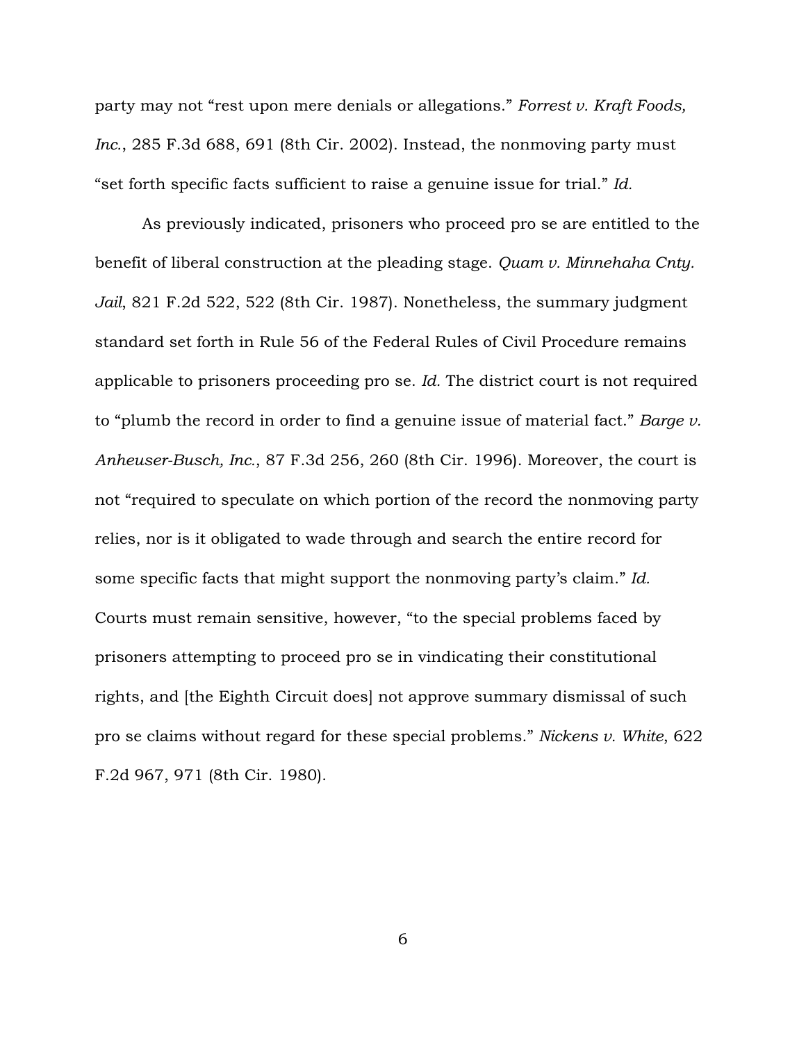party may not "rest upon mere denials or allegations." *Forrest v. Kraft Foods, Inc.*, 285 F.3d 688, 691 (8th Cir. 2002). Instead, the nonmoving party must "set forth specific facts sufficient to raise a genuine issue for trial." *Id.*

As previously indicated, prisoners who proceed pro se are entitled to the benefit of liberal construction at the pleading stage. *Quam v. Minnehaha Cnty. Jail*, 821 F.2d 522, 522 (8th Cir. 1987). Nonetheless, the summary judgment standard set forth in Rule 56 of the Federal Rules of Civil Procedure remains applicable to prisoners proceeding pro se. *Id.* The district court is not required to "plumb the record in order to find a genuine issue of material fact." *Barge v. Anheuser-Busch, Inc.*, 87 F.3d 256, 260 (8th Cir. 1996). Moreover, the court is not "required to speculate on which portion of the record the nonmoving party relies, nor is it obligated to wade through and search the entire record for some specific facts that might support the nonmoving party's claim." *Id.* Courts must remain sensitive, however, "to the special problems faced by prisoners attempting to proceed pro se in vindicating their constitutional rights, and [the Eighth Circuit does] not approve summary dismissal of such pro se claims without regard for these special problems." *Nickens v. White*, 622 F.2d 967, 971 (8th Cir. 1980).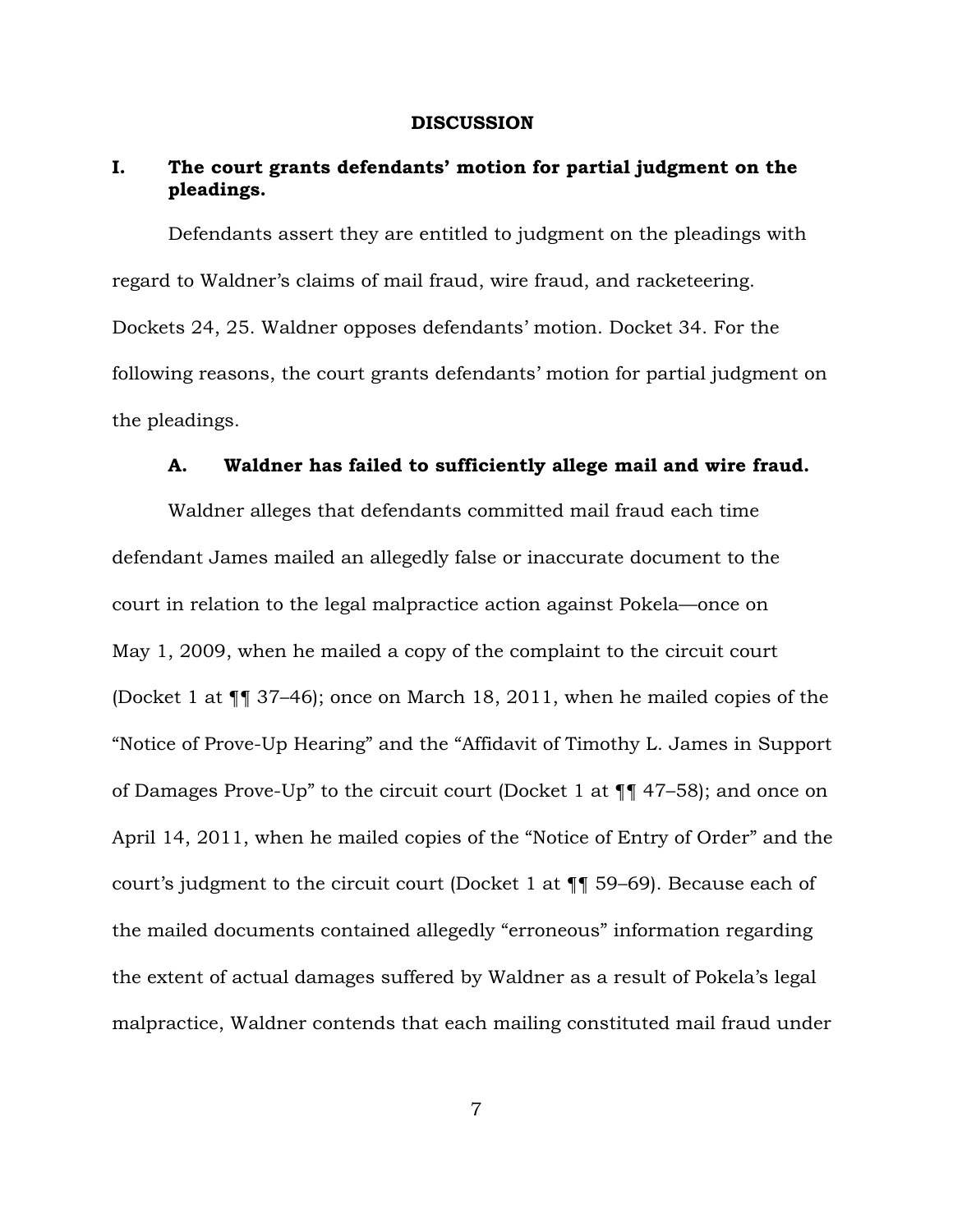## DISCUSSION

### I. The court grants defendants' motion for partial judgment on the pleadings.

Defendants assert they are entitled to judgment on the pleadings with regard to Waldner's claims of mail fraud, wire fraud, and racketeering. Dockets 24, 25. Waldner opposes defendants' motion. Docket 34. For the following reasons, the court grants defendants' motion for partial judgment on the pleadings.

#### A. Waldner has failed to sufficiently allege mail and wire fraud.

Waldner alleges that defendants committed mail fraud each time defendant James mailed an allegedly false or inaccurate document to the court in relation to the legal malpractice action against Pokela—once on May 1, 2009, when he mailed a copy of the complaint to the circuit court (Docket 1 at ¶¶ 37–46); once on March 18, 2011, when he mailed copies of the "Notice of Prove-Up Hearing" and the "Affidavit of Timothy L. James in Support of Damages Prove-Up" to the circuit court (Docket 1 at ¶¶ 47–58); and once on April 14, 2011, when he mailed copies of the "Notice of Entry of Order" and the court's judgment to the circuit court (Docket 1 at ¶¶ 59–69). Because each of the mailed documents contained allegedly "erroneous" information regarding the extent of actual damages suffered by Waldner as a result of Pokela's legal malpractice, Waldner contends that each mailing constituted mail fraud under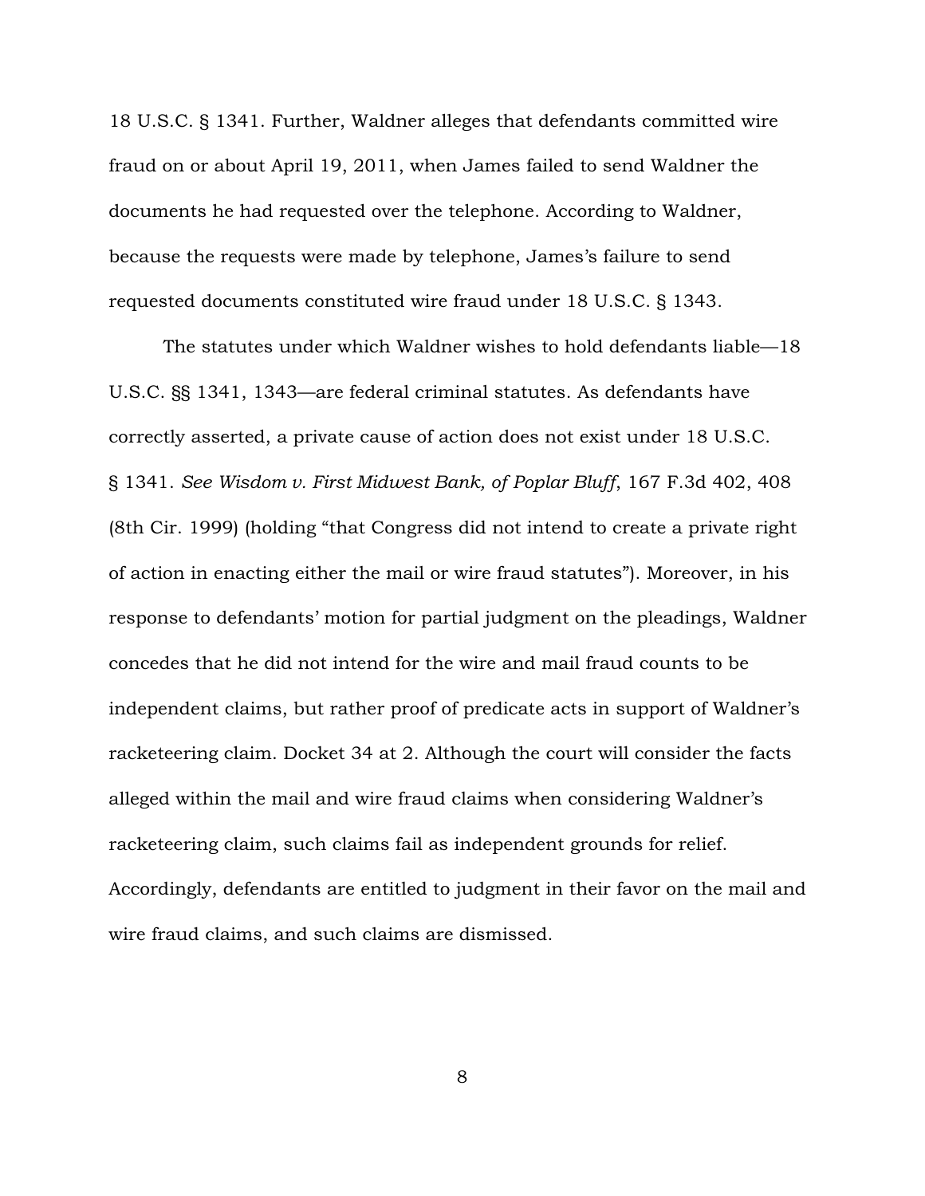18 U.S.C. § 1341. Further, Waldner alleges that defendants committed wire fraud on or about April 19, 2011, when James failed to send Waldner the documents he had requested over the telephone. According to Waldner, because the requests were made by telephone, James's failure to send requested documents constituted wire fraud under 18 U.S.C. § 1343.

The statutes under which Waldner wishes to hold defendants liable—18 U.S.C. §§ 1341, 1343—are federal criminal statutes. As defendants have correctly asserted, a private cause of action does not exist under 18 U.S.C. § 1341. *See Wisdom v. First Midwest Bank, of Poplar Bluff*, 167 F.3d 402, 408 (8th Cir. 1999) (holding "that Congress did not intend to create a private right of action in enacting either the mail or wire fraud statutes"). Moreover, in his response to defendants' motion for partial judgment on the pleadings, Waldner concedes that he did not intend for the wire and mail fraud counts to be independent claims, but rather proof of predicate acts in support of Waldner's racketeering claim. Docket 34 at 2. Although the court will consider the facts alleged within the mail and wire fraud claims when considering Waldner's racketeering claim, such claims fail as independent grounds for relief. Accordingly, defendants are entitled to judgment in their favor on the mail and wire fraud claims, and such claims are dismissed.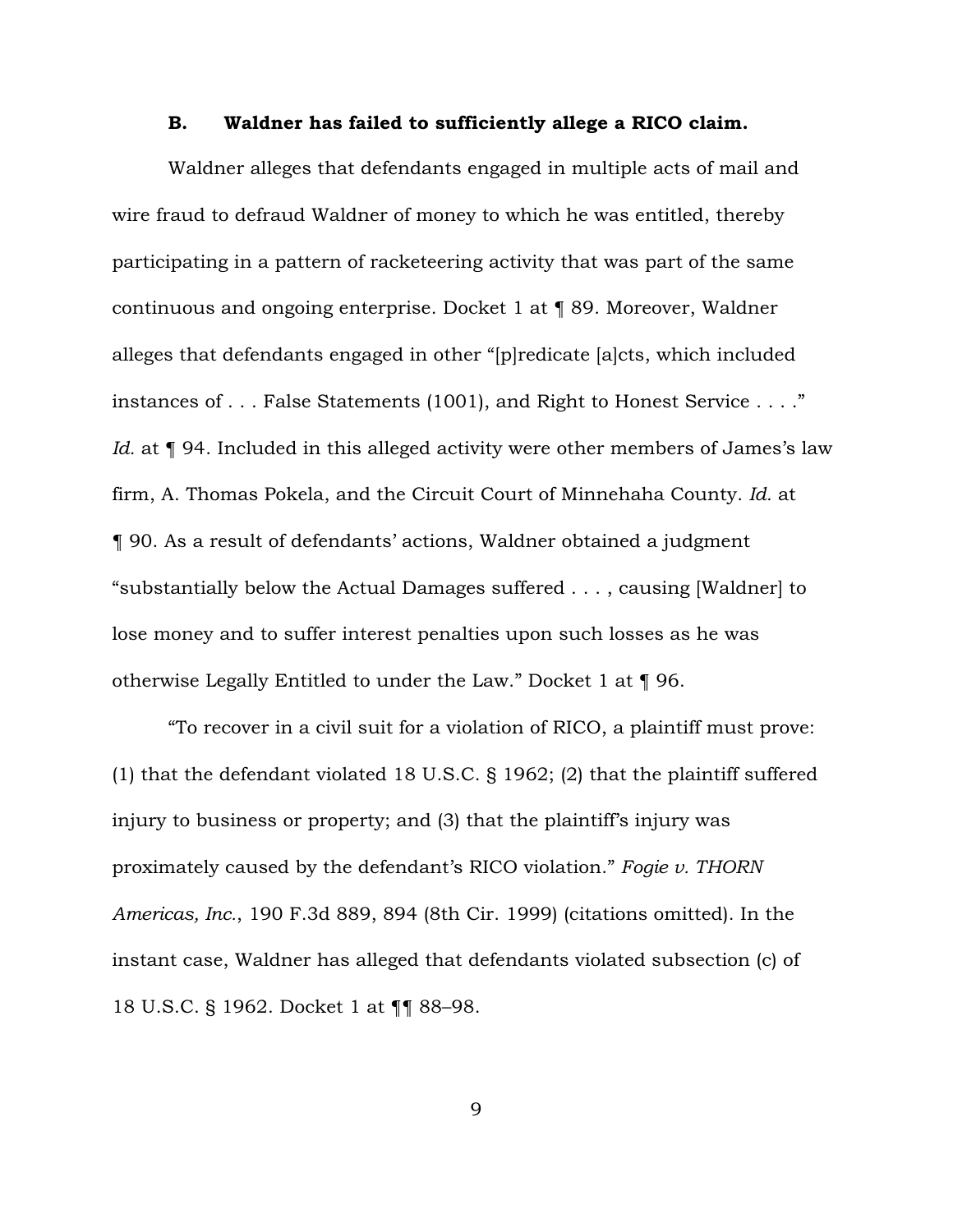### B. Waldner has failed to sufficiently allege a RICO claim.

Waldner alleges that defendants engaged in multiple acts of mail and wire fraud to defraud Waldner of money to which he was entitled, thereby participating in a pattern of racketeering activity that was part of the same continuous and ongoing enterprise. Docket 1 at ¶ 89. Moreover, Waldner alleges that defendants engaged in other "[p]redicate [a]cts, which included instances of . . . False Statements (1001), and Right to Honest Service . . . ." *Id.* at ¶ 94. Included in this alleged activity were other members of James's law firm, A. Thomas Pokela, and the Circuit Court of Minnehaha County. *Id.* at ¶ 90. As a result of defendants' actions, Waldner obtained a judgment "substantially below the Actual Damages suffered . . . , causing [Waldner] to lose money and to suffer interest penalties upon such losses as he was otherwise Legally Entitled to under the Law." Docket 1 at ¶ 96.

"To recover in a civil suit for a violation of RICO, a plaintiff must prove: (1) that the defendant violated 18 U.S.C. § 1962; (2) that the plaintiff suffered injury to business or property; and (3) that the plaintiff's injury was proximately caused by the defendant's RICO violation." *Fogie v. THORN Americas, Inc.*, 190 F.3d 889, 894 (8th Cir. 1999) (citations omitted). In the instant case, Waldner has alleged that defendants violated subsection (c) of 18 U.S.C. § 1962. Docket 1 at ¶¶ 88–98.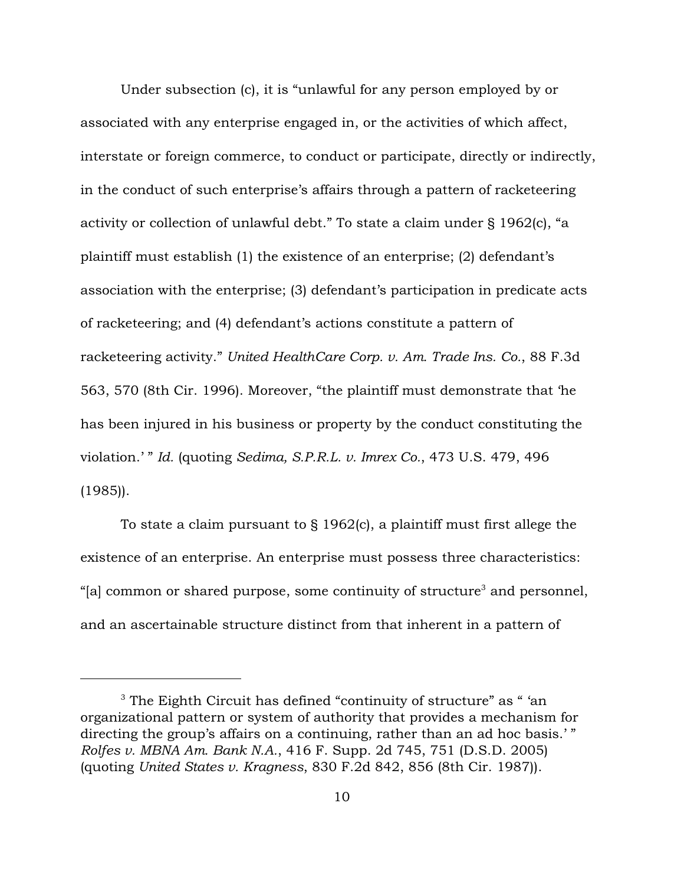Under subsection (c), it is "unlawful for any person employed by or associated with any enterprise engaged in, or the activities of which affect, interstate or foreign commerce, to conduct or participate, directly or indirectly, in the conduct of such enterprise's affairs through a pattern of racketeering activity or collection of unlawful debt." To state a claim under § 1962(c), "a plaintiff must establish (1) the existence of an enterprise; (2) defendant's association with the enterprise; (3) defendant's participation in predicate acts of racketeering; and (4) defendant's actions constitute a pattern of racketeering activity." *United HealthCare Corp. v. Am. Trade Ins. Co.*, 88 F.3d 563, 570 (8th Cir. 1996). Moreover, "the plaintiff must demonstrate that 'he has been injured in his business or property by the conduct constituting the violation.' " *Id.* (quoting *Sedima, S.P.R.L. v. Imrex Co.*, 473 U.S. 479, 496 (1985)).

To state a claim pursuant to § 1962(c), a plaintiff must first allege the existence of an enterprise. An enterprise must possess three characteristics: "[a] common or shared purpose, some continuity of structure[3] and personnel, and an ascertainable structure distinct from that inherent in a pattern of

---

[3] The Eighth Circuit has defined "continuity of structure" as " 'an organizational pattern or system of authority that provides a mechanism for directing the group's affairs on a continuing, rather than an ad hoc basis.' " *Rolfes v. MBNA Am. Bank N.A.*, 416 F. Supp. 2d 745, 751 (D.S.D. 2005) (quoting *United States v. Kragness*, 830 F.2d 842, 856 (8th Cir. 1987)).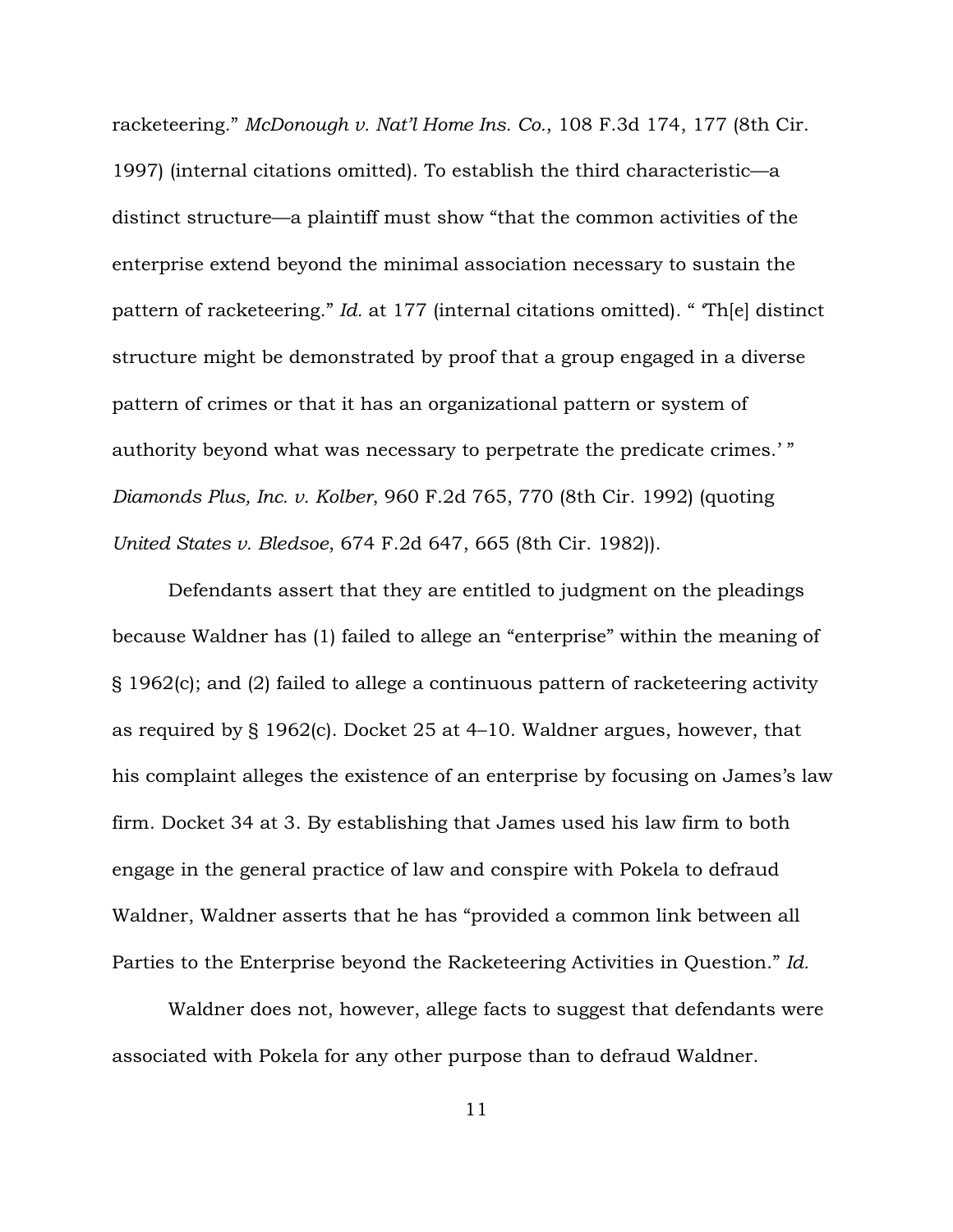racketeering." *McDonough v. Nat'l Home Ins. Co.*, 108 F.3d 174, 177 (8th Cir. 1997) (internal citations omitted). To establish the third characteristic—a distinct structure—a plaintiff must show "that the common activities of the enterprise extend beyond the minimal association necessary to sustain the pattern of racketeering." *Id.* at 177 (internal citations omitted). " 'Th[e] distinct structure might be demonstrated by proof that a group engaged in a diverse pattern of crimes or that it has an organizational pattern or system of authority beyond what was necessary to perpetrate the predicate crimes.' " *Diamonds Plus, Inc. v. Kolber*, 960 F.2d 765, 770 (8th Cir. 1992) (quoting *United States v. Bledsoe*, 674 F.2d 647, 665 (8th Cir. 1982)).

Defendants assert that they are entitled to judgment on the pleadings because Waldner has (1) failed to allege an "enterprise" within the meaning of § 1962(c); and (2) failed to allege a continuous pattern of racketeering activity as required by § 1962(c). Docket 25 at 4–10. Waldner argues, however, that his complaint alleges the existence of an enterprise by focusing on James's law firm. Docket 34 at 3. By establishing that James used his law firm to both engage in the general practice of law and conspire with Pokela to defraud Waldner, Waldner asserts that he has "provided a common link between all Parties to the Enterprise beyond the Racketeering Activities in Question." *Id.*

Waldner does not, however, allege facts to suggest that defendants were associated with Pokela for any other purpose than to defraud Waldner.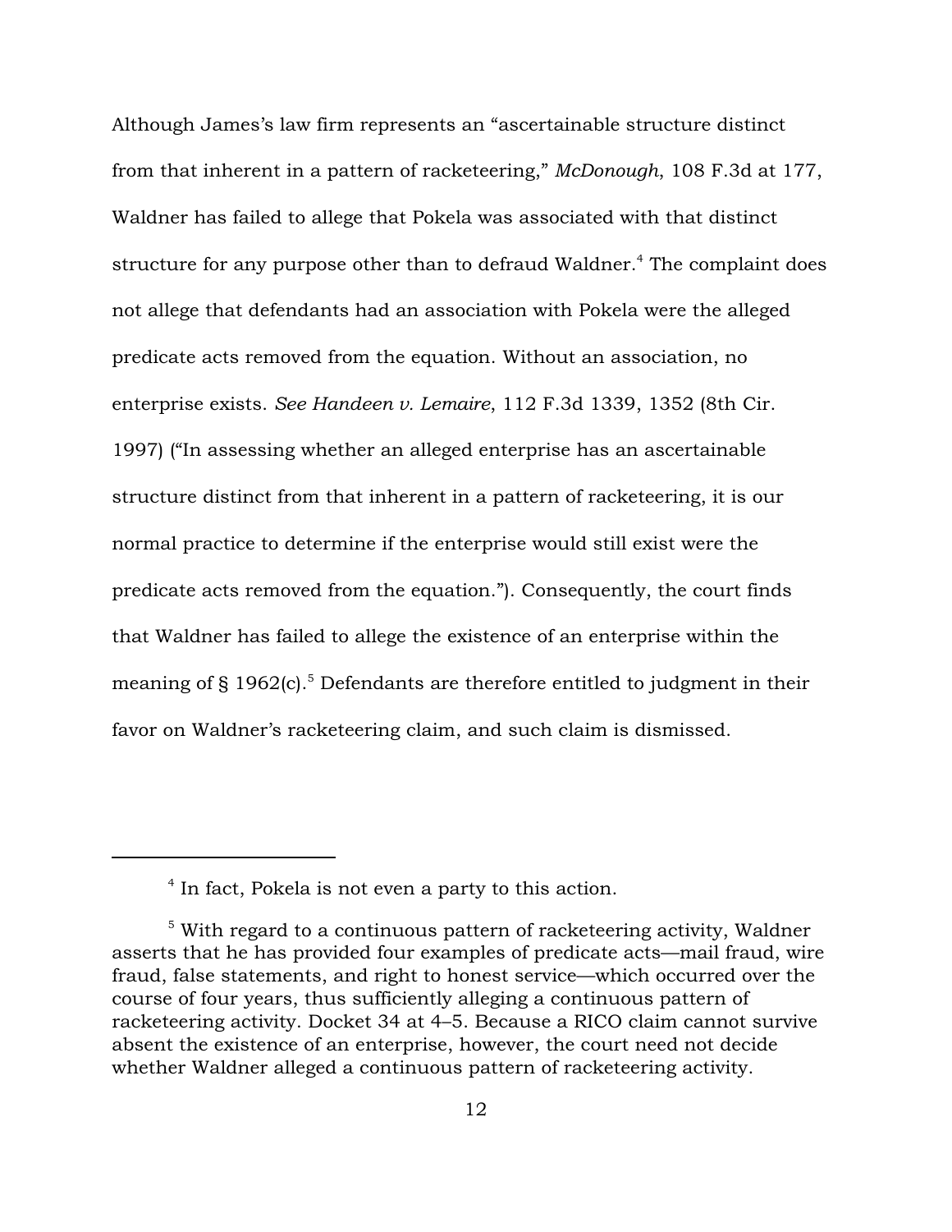Although James's law firm represents an "ascertainable structure distinct from that inherent in a pattern of racketeering," *McDonough*, 108 F.3d at 177, Waldner has failed to allege that Pokela was associated with that distinct structure for any purpose other than to defraud Waldner.[4] The complaint does not allege that defendants had an association with Pokela were the alleged predicate acts removed from the equation. Without an association, no enterprise exists. *See Handeen v. Lemaire*, 112 F.3d 1339, 1352 (8th Cir. 1997) ("In assessing whether an alleged enterprise has an ascertainable structure distinct from that inherent in a pattern of racketeering, it is our normal practice to determine if the enterprise would still exist were the predicate acts removed from the equation."). Consequently, the court finds that Waldner has failed to allege the existence of an enterprise within the meaning of § 1962(c).[5] Defendants are therefore entitled to judgment in their favor on Waldner's racketeering claim, and such claim is dismissed.

---

[4] In fact, Pokela is not even a party to this action.

[5] With regard to a continuous pattern of racketeering activity, Waldner asserts that he has provided four examples of predicate acts—mail fraud, wire fraud, false statements, and right to honest service—which occurred over the course of four years, thus sufficiently alleging a continuous pattern of racketeering activity. Docket 34 at 4–5. Because a RICO claim cannot survive absent the existence of an enterprise, however, the court need not decide whether Waldner alleged a continuous pattern of racketeering activity.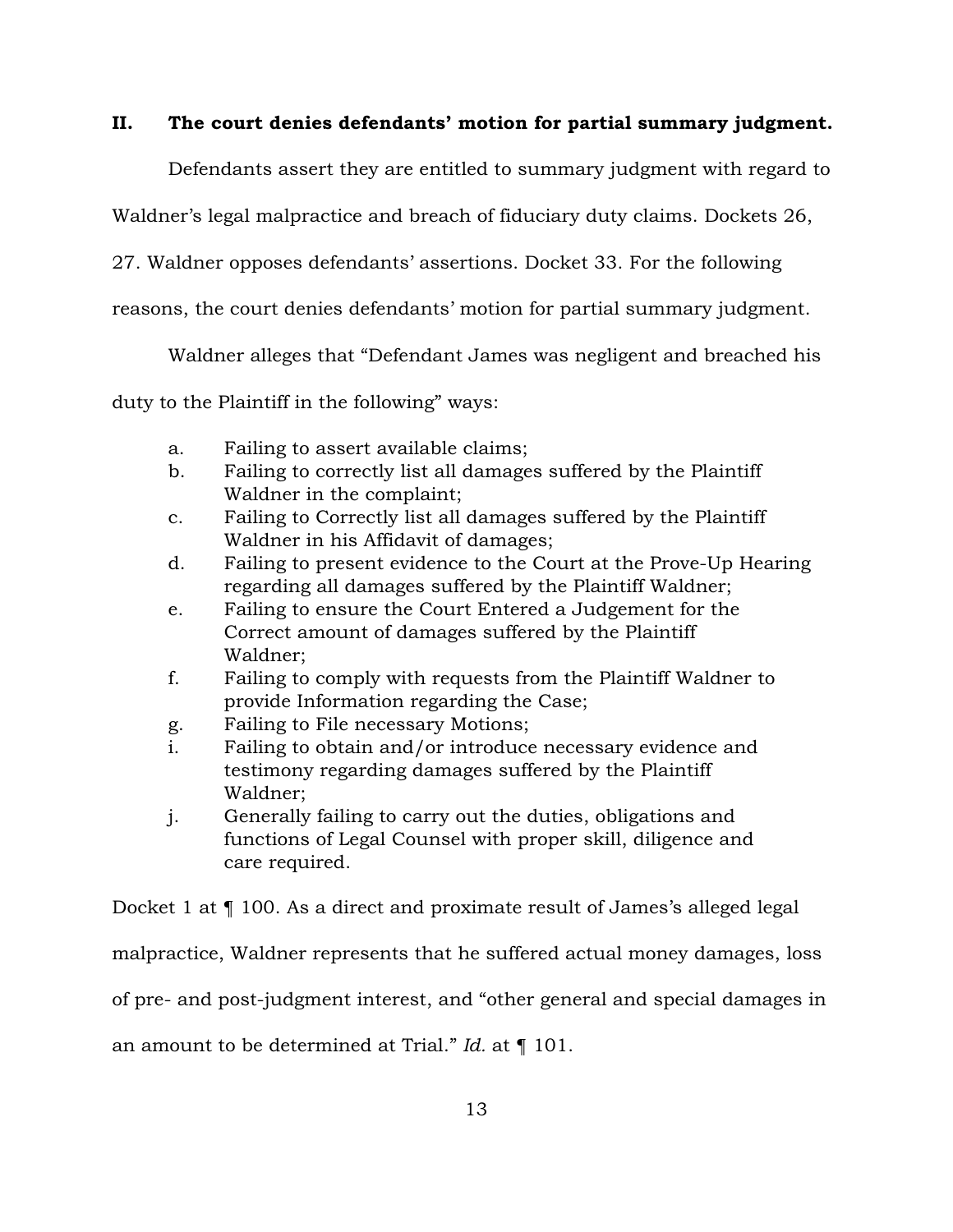## II. The court denies defendants' motion for partial summary judgment.

Defendants assert they are entitled to summary judgment with regard to Waldner's legal malpractice and breach of fiduciary duty claims. Dockets 26, 27. Waldner opposes defendants' assertions. Docket 33. For the following reasons, the court denies defendants' motion for partial summary judgment.

Waldner alleges that "Defendant James was negligent and breached his duty to the Plaintiff in the following" ways:

> a. Failing to assert available claims;
>
> b. Failing to correctly list all damages suffered by the Plaintiff Waldner in the complaint;
>
> c. Failing to Correctly list all damages suffered by the Plaintiff Waldner in his Affidavit of damages;
>
> d. Failing to present evidence to the Court at the Prove-Up Hearing regarding all damages suffered by the Plaintiff Waldner;
>
> e. Failing to ensure the Court Entered a Judgement for the Correct amount of damages suffered by the Plaintiff Waldner;
>
> f. Failing to comply with requests from the Plaintiff Waldner to provide Information regarding the Case;
>
> g. Failing to File necessary Motions;
>
> i. Failing to obtain and/or introduce necessary evidence and testimony regarding damages suffered by the Plaintiff Waldner;
>
> j. Generally failing to carry out the duties, obligations and functions of Legal Counsel with proper skill, diligence and care required.

Docket 1 at ¶ 100. As a direct and proximate result of James's alleged legal malpractice, Waldner represents that he suffered actual money damages, loss of pre- and post-judgment interest, and "other general and special damages in an amount to be determined at Trial." *Id.* at ¶ 101.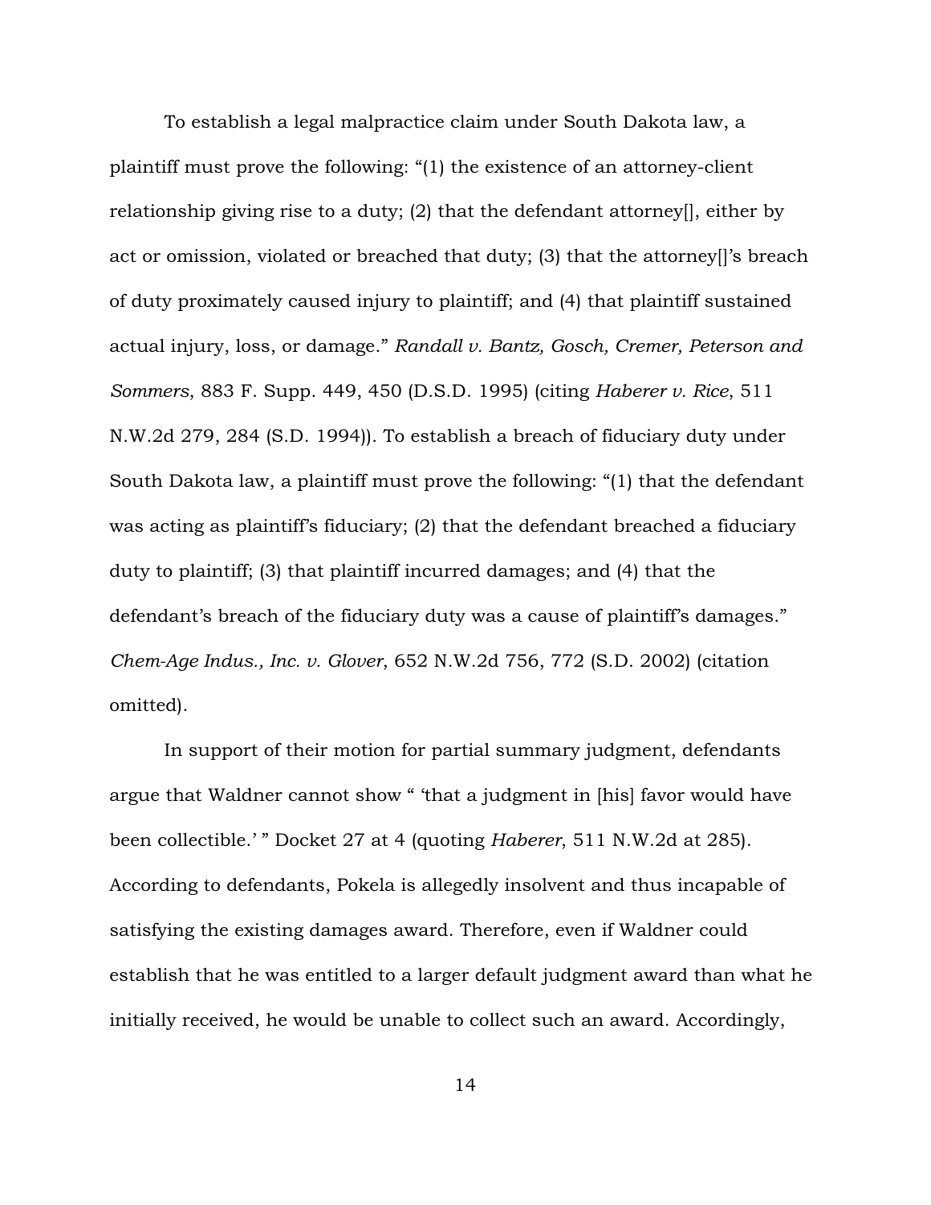To establish a legal malpractice claim under South Dakota law, a plaintiff must prove the following: "(1) the existence of an attorney-client relationship giving rise to a duty; (2) that the defendant attorney[], either by act or omission, violated or breached that duty; (3) that the attorney[]'s breach of duty proximately caused injury to plaintiff; and (4) that plaintiff sustained actual injury, loss, or damage." *Randall v. Bantz, Gosch, Cremer, Peterson and Sommers*, 883 F. Supp. 449, 450 (D.S.D. 1995) (citing *Haberer v. Rice*, 511 N.W.2d 279, 284 (S.D. 1994)). To establish a breach of fiduciary duty under South Dakota law, a plaintiff must prove the following: "(1) that the defendant was acting as plaintiff's fiduciary; (2) that the defendant breached a fiduciary duty to plaintiff; (3) that plaintiff incurred damages; and (4) that the defendant's breach of the fiduciary duty was a cause of plaintiff's damages." *Chem-Age Indus., Inc. v. Glover*, 652 N.W.2d 756, 772 (S.D. 2002) (citation omitted).

In support of their motion for partial summary judgment, defendants argue that Waldner cannot show " 'that a judgment in [his] favor would have been collectible.' " Docket 27 at 4 (quoting *Haberer*, 511 N.W.2d at 285). According to defendants, Pokela is allegedly insolvent and thus incapable of satisfying the existing damages award. Therefore, even if Waldner could establish that he was entitled to a larger default judgment award than what he initially received, he would be unable to collect such an award. Accordingly,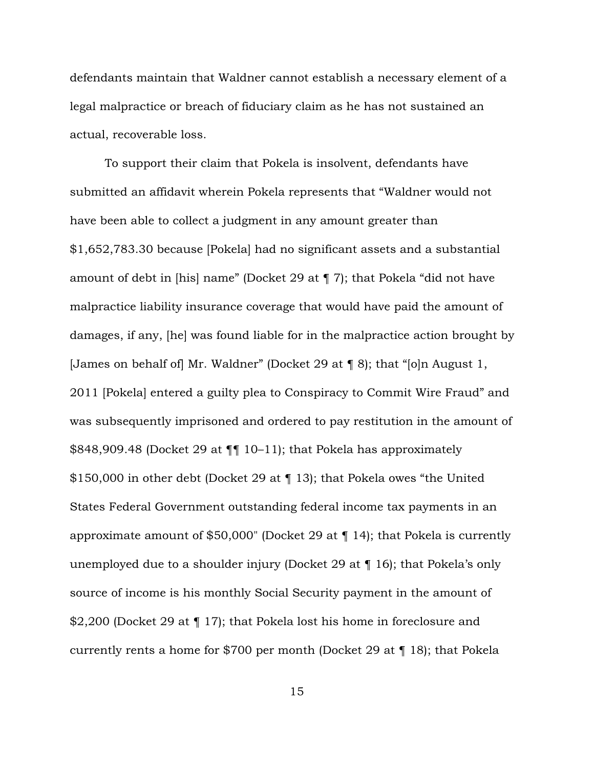defendants maintain that Waldner cannot establish a necessary element of a legal malpractice or breach of fiduciary claim as he has not sustained an actual, recoverable loss.

To support their claim that Pokela is insolvent, defendants have submitted an affidavit wherein Pokela represents that "Waldner would not have been able to collect a judgment in any amount greater than $1,652,783.30 because [Pokela] had no significant assets and a substantial amount of debt in [his] name" (Docket 29 at ¶ 7); that Pokela "did not have malpractice liability insurance coverage that would have paid the amount of damages, if any, [he] was found liable for in the malpractice action brought by [James on behalf of] Mr. Waldner" (Docket 29 at ¶ 8); that "[o]n August 1, 2011 [Pokela] entered a guilty plea to Conspiracy to Commit Wire Fraud" and was subsequently imprisoned and ordered to pay restitution in the amount of $848,909.48 (Docket 29 at ¶¶ 10–11); that Pokela has approximately $150,000 in other debt (Docket 29 at ¶ 13); that Pokela owes "the United States Federal Government outstanding federal income tax payments in an approximate amount of $50,000" (Docket 29 at ¶ 14); that Pokela is currently unemployed due to a shoulder injury (Docket 29 at ¶ 16); that Pokela's only source of income is his monthly Social Security payment in the amount of $2,200 (Docket 29 at ¶ 17); that Pokela lost his home in foreclosure and currently rents a home for $700 per month (Docket 29 at ¶ 18); that Pokela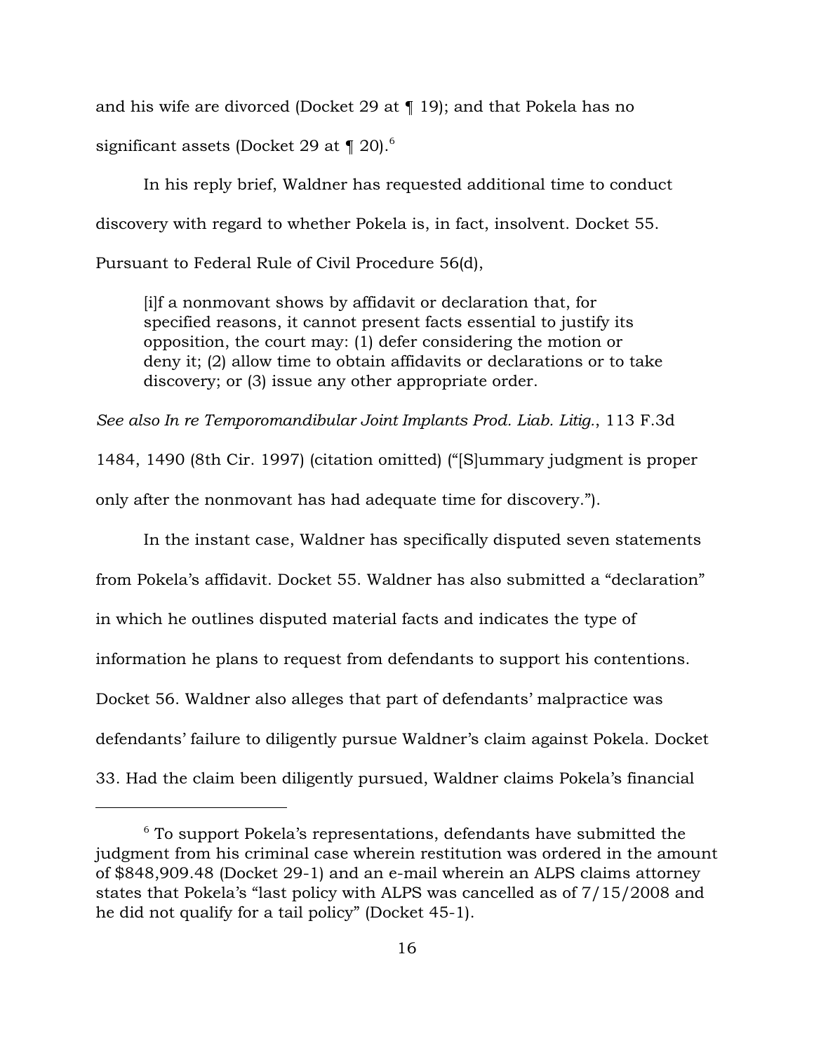and his wife are divorced (Docket 29 at ¶ 19); and that Pokela has no significant assets (Docket 29 at ¶ 20).[6]

In his reply brief, Waldner has requested additional time to conduct discovery with regard to whether Pokela is, in fact, insolvent. Docket 55. Pursuant to Federal Rule of Civil Procedure 56(d),

> [i]f a nonmovant shows by affidavit or declaration that, for specified reasons, it cannot present facts essential to justify its opposition, the court may: (1) defer considering the motion or deny it; (2) allow time to obtain affidavits or declarations or to take discovery; or (3) issue any other appropriate order.

*See also In re Temporomandibular Joint Implants Prod. Liab. Litig.*, 113 F.3d 1484, 1490 (8th Cir. 1997) (citation omitted) ("[S]ummary judgment is proper only after the nonmovant has had adequate time for discovery.").

In the instant case, Waldner has specifically disputed seven statements from Pokela's affidavit. Docket 55. Waldner has also submitted a "declaration" in which he outlines disputed material facts and indicates the type of information he plans to request from defendants to support his contentions. Docket 56. Waldner also alleges that part of defendants' malpractice was defendants' failure to diligently pursue Waldner's claim against Pokela. Docket 33. Had the claim been diligently pursued, Waldner claims Pokela's financial

---

[6] To support Pokela's representations, defendants have submitted the judgment from his criminal case wherein restitution was ordered in the amount of $848,909.48 (Docket 29-1) and an e-mail wherein an ALPS claims attorney states that Pokela's "last policy with ALPS was cancelled as of 7/15/2008 and he did not qualify for a tail policy" (Docket 45-1).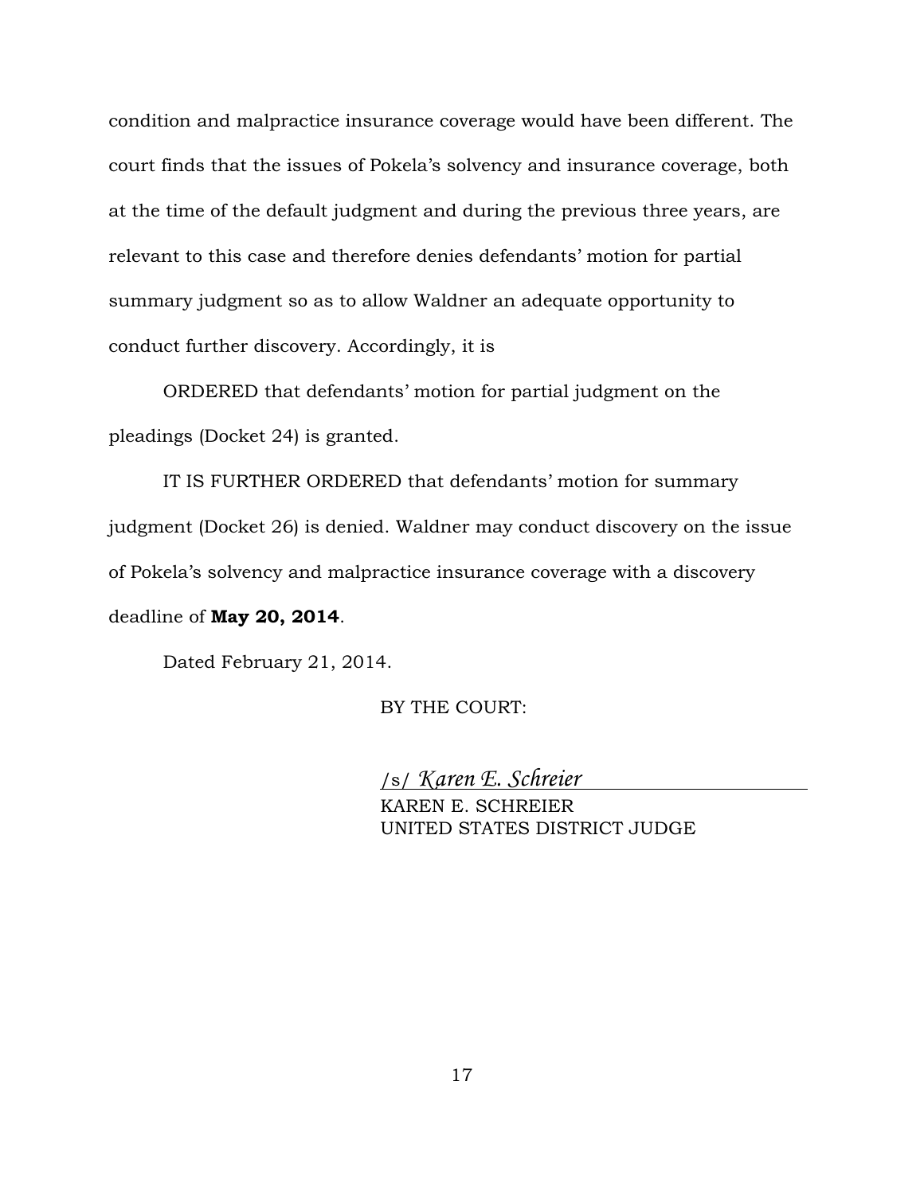condition and malpractice insurance coverage would have been different. The court finds that the issues of Pokela's solvency and insurance coverage, both at the time of the default judgment and during the previous three years, are relevant to this case and therefore denies defendants' motion for partial summary judgment so as to allow Waldner an adequate opportunity to conduct further discovery. Accordingly, it is

ORDERED that defendants' motion for partial judgment on the pleadings (Docket 24) is granted.

IT IS FURTHER ORDERED that defendants' motion for summary judgment (Docket 26) is denied. Waldner may conduct discovery on the issue of Pokela's solvency and malpractice insurance coverage with a discovery deadline of **May 20, 2014**.

Dated February 21, 2014.

BY THE COURT:

/s/ *Karen E. Schreier*
KAREN E. SCHREIER
UNITED STATES DISTRICT JUDGE